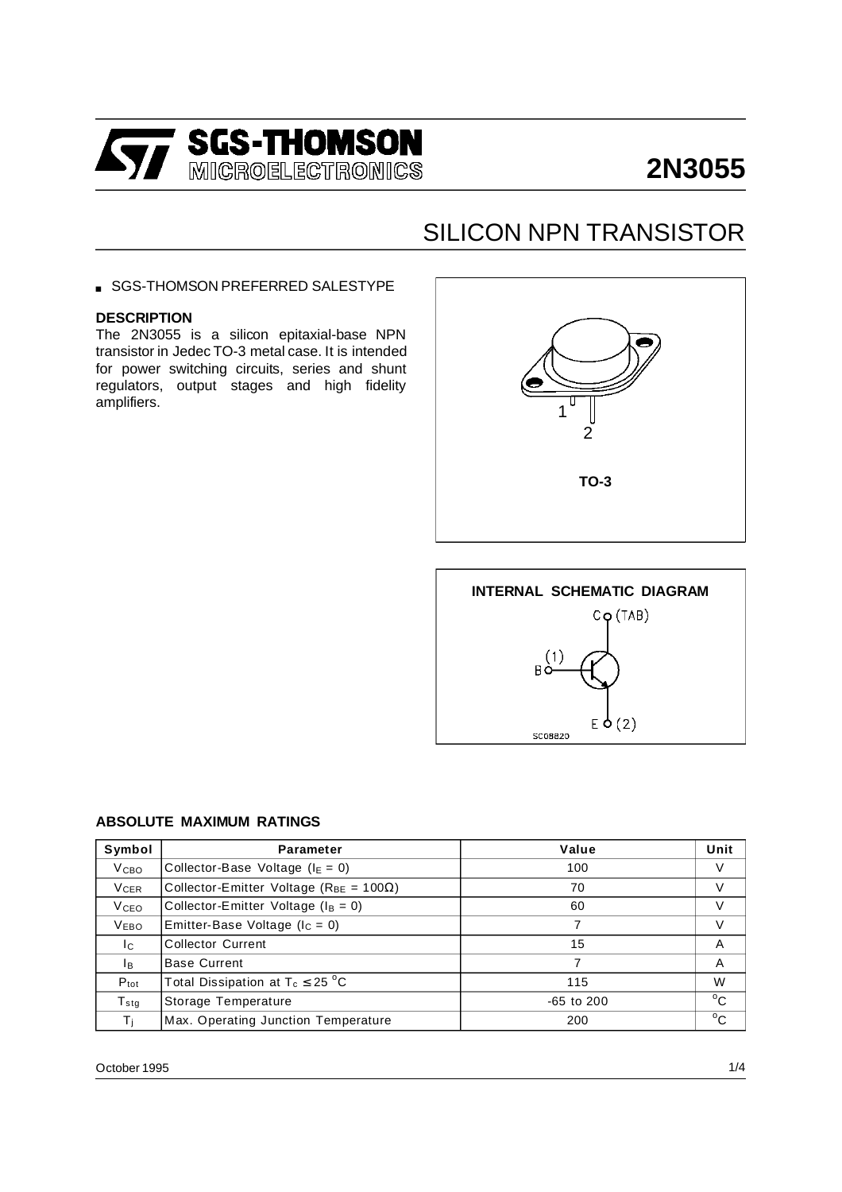# SGS-THOMSON MICROELECTRONICS

# 2N3055

## SILICON NPN TRANSISTOR

- SGS-THOMSON PREFERRED SALESTYPE

### DESCRIPTION

The 2N3055 is a silicon epitaxial-base NPN transistor in Jedec TO-3 metal case. It is intended for power switching circuits, series and shunt regulators, output stages and high fidelity amplifiers.

TO-3

**INTERNAL SCHEMATIC DIAGRAM**

### ABSOLUTE MAXIMUM RATINGS

| Symbol | Parameter | Value | Unit |
|---|---|---|---|
| $V_{CBO}$ | Collector-Base Voltage ($I_E = 0$) | 100 | V |
| $V_{CER}$ | Collector-Emitter Voltage ($R_{BE} = 100\Omega$) | 70 | V |
| $V_{CEO}$ | Collector-Emitter Voltage ($I_B = 0$) | 60 | V |
| $V_{EBO}$ | Emitter-Base Voltage ($I_C = 0$) | 7 | V |
| $I_C$ | Collector Current | 15 | A |
| $I_B$ | Base Current | 7 | A |
| $P_{tot}$ | Total Dissipation at $T_c \leq 25\ ^oC$ | 115 | W |
| $T_{stg}$ | Storage Temperature | -65 to 200 | $^oC$ |
| $T_j$ | Max. Operating Junction Temperature | 200 | $^oC$ |

October 1995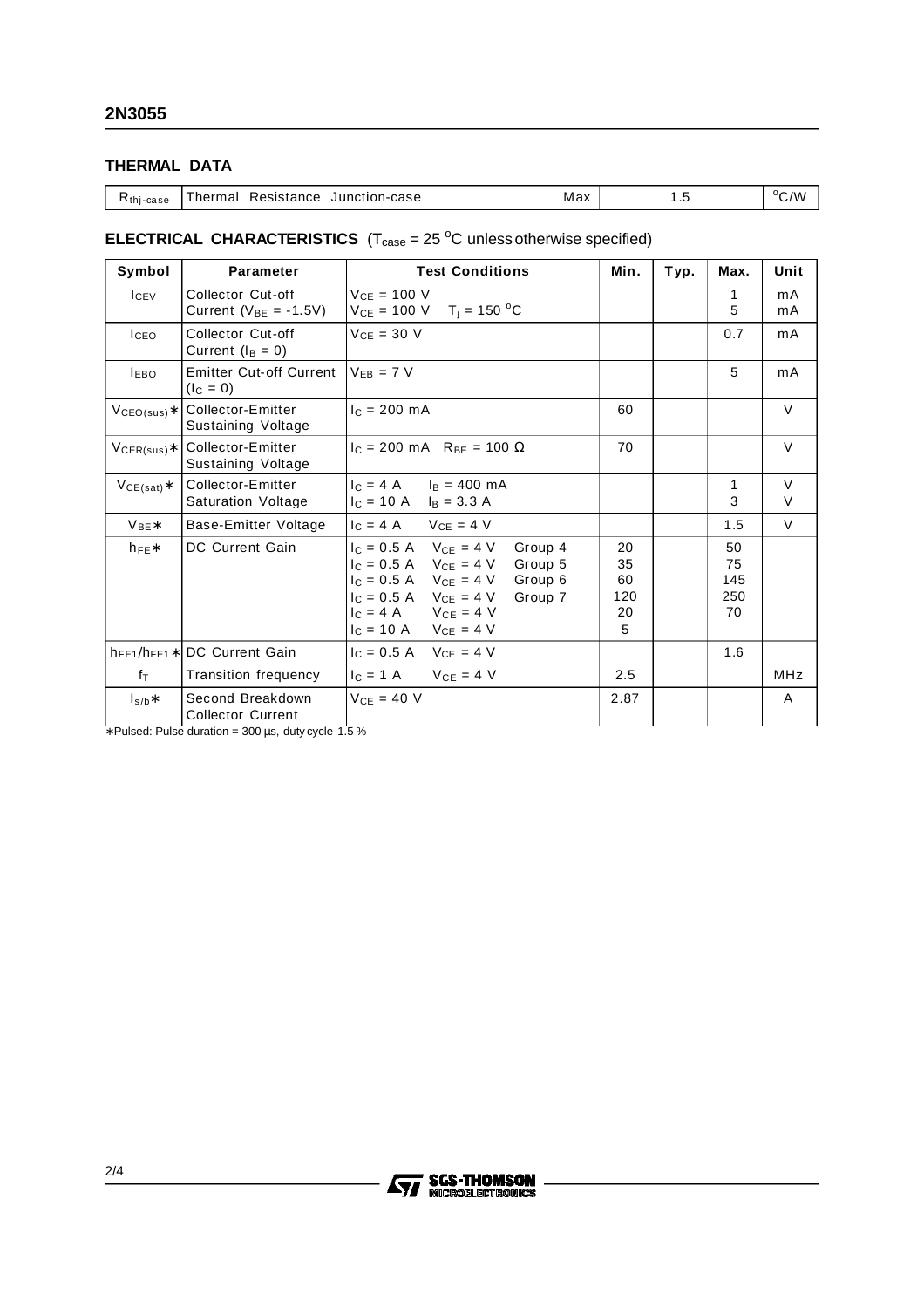## THERMAL DATA

| | | | | |
|---|---|---|---|---|
| $R_{thj-case}$ | Thermal Resistance Junction-case | Max | 1.5 | °C/W |

## ELECTRICAL CHARACTERISTICS ($T_{case}$ = 25 °C unless otherwise specified)

| Symbol | Parameter | Test Conditions | Min. | Typ. | Max. | Unit |
|---|---|---|---|---|---|---|
| $I_{CEV}$ | Collector Cut-off Current ($V_{BE}$ = -1.5V) | $V_{CE}$ = 100 V<br>$V_{CE}$ = 100 V $T_j$ = 150 °C | | | 1<br>5 | mA<br>mA |
| $I_{CEO}$ | Collector Cut-off Current ($I_B$ = 0) | $V_{CE}$ = 30 V | | | 0.7 | mA |
| $I_{EBO}$ | Emitter Cut-off Current ($I_C$ = 0) | $V_{EB}$ = 7 V | | | 5 | mA |
| $V_{CEO(sus)}$* | Collector-Emitter Sustaining Voltage | $I_C$ = 200 mA | 60 | | | V |
| $V_{CER(sus)}$* | Collector-Emitter Sustaining Voltage | $I_C$ = 200 mA $R_{BE}$ = 100 Ω | 70 | | | V |
| $V_{CE(sat)}$* | Collector-Emitter Saturation Voltage | $I_C$ = 4 A $I_B$ = 400 mA<br>$I_C$ = 10 A $I_B$ = 3.3 A | | | 1<br>3 | V<br>V |
| $V_{BE}$* | Base-Emitter Voltage | $I_C$ = 4 A $V_{CE}$ = 4 V | | | 1.5 | V |
| $h_{FE}$* | DC Current Gain | $I_C$ = 0.5 A $V_{CE}$ = 4 V Group 4<br>$I_C$ = 0.5 A $V_{CE}$ = 4 V Group 5<br>$I_C$ = 0.5 A $V_{CE}$ = 4 V Group 6<br>$I_C$ = 0.5 A $V_{CE}$ = 4 V Group 7<br>$I_C$ = 4 A $V_{CE}$ = 4 V<br>$I_C$ = 10 A $V_{CE}$ = 4 V | 20<br>35<br>60<br>120<br>20<br>5 | | 50<br>75<br>145<br>250<br>70 | |
| $h_{FE1}/h_{FE1}$* | DC Current Gain | $I_C$ = 0.5 A $V_{CE}$ = 4 V | | | 1.6 | |
| $f_T$ | Transition frequency | $I_C$ = 1 A $V_{CE}$ = 4 V | 2.5 | | | MHz |
| $I_{s/b}$* | Second Breakdown Collector Current | $V_{CE}$ = 40 V | 2.87 | | | A |

*Pulsed: Pulse duration = 300 µs, duty cycle 1.5 %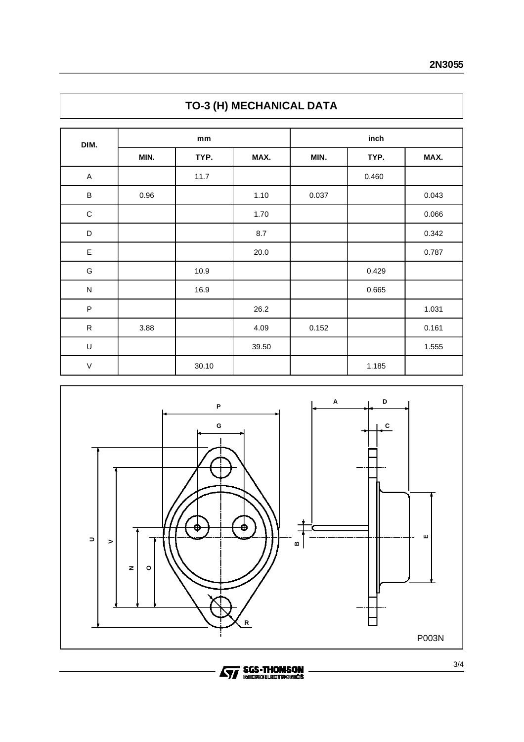## TO-3 (H) MECHANICAL DATA

| DIM. | mm | | | inch | | |
|---|---|---|---|---|---|---|
| | MIN. | TYP. | MAX. | MIN. | TYP. | MAX. |
| A | | 11.7 | | | 0.460 | |
| B | 0.96 | | 1.10 | 0.037 | | 0.043 |
| C | | | 1.70 | | | 0.066 |
| D | | | 8.7 | | | 0.342 |
| E | | | 20.0 | | | 0.787 |
| G | | 10.9 | | | 0.429 | |
| N | | 16.9 | | | 0.665 | |
| P | | | 26.2 | | | 1.031 |
| R | 3.88 | | 4.09 | 0.152 | | 0.161 |
| U | | | 39.50 | | | 1.555 |
| V | | 30.10 | | | 1.185 | |

P003N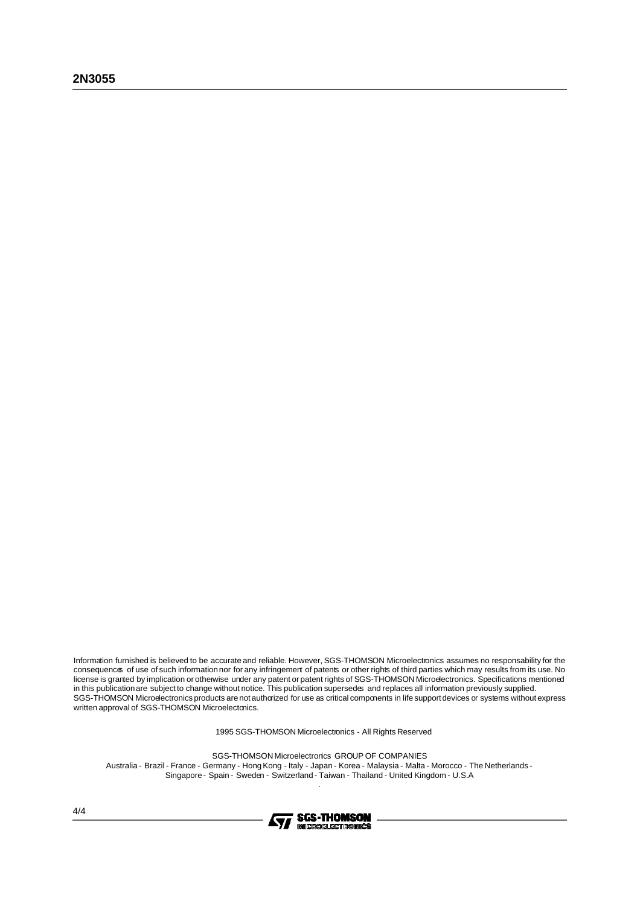Information furnished is believed to be accurate and reliable. However, SGS-THOMSON Microelectronics assumes no responsability for the consequences of use of such information nor for any infringement of patents or other rights of third parties which may results from its use. No license is granted by implication or otherwise under any patent or patent rights of SGS-THOMSON Microelectronics. Specifications mentioned in this publication are subject to change without notice. This publication supersedes and replaces all information previously supplied. SGS-THOMSON Microelectronics products are not authorized for use as critical components in life support devices or systems without express written approval of SGS-THOMSON Microelectonics.

1995 SGS-THOMSON Microelectronics - All Rights Reserved

SGS-THOMSON Microelectronics GROUP OF COMPANIES

Australia - Brazil - France - Germany - Hong Kong - Italy - Japan - Korea - Malaysia - Malta - Morocco - The Netherlands - Singapore - Spain - Sweden - Switzerland - Taiwan - Thailand - United Kingdom - U.S.A